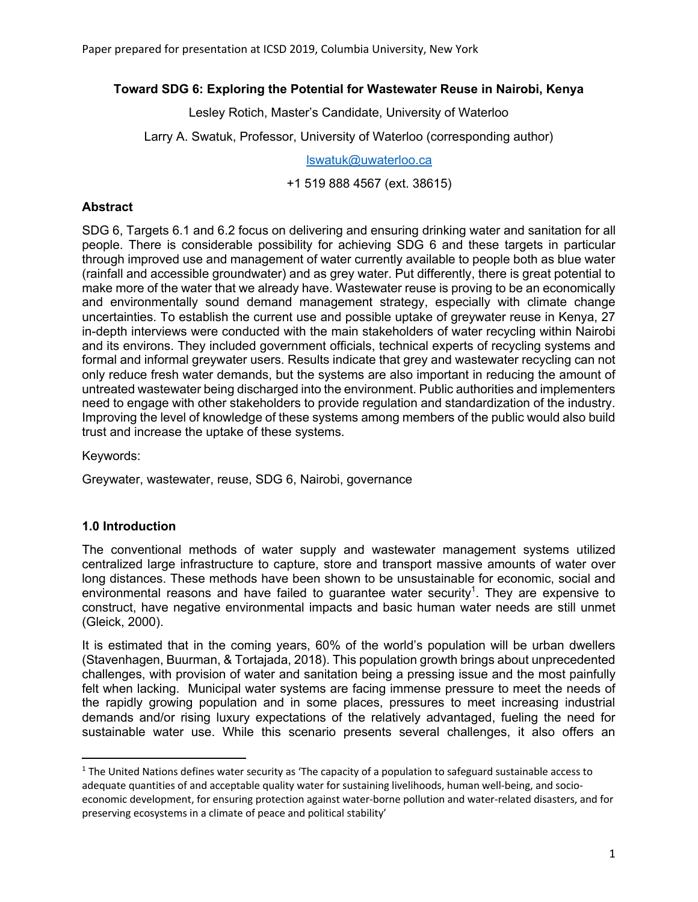Paper prepared for presentation at ICSD 2019, Columbia University, New York

# Toward SDG 6: Exploring the Potential for Wastewater Reuse in Nairobi, Kenya

Lesley Rotich, Master's Candidate, University of Waterloo

Larry A. Swatuk, Professor, University of Waterloo (corresponding author)

lswatuk@uwaterloo.ca

+1 519 888 4567 (ext. 38615)

## Abstract

SDG 6, Targets 6.1 and 6.2 focus on delivering and ensuring drinking water and sanitation for all people. There is considerable possibility for achieving SDG 6 and these targets in particular through improved use and management of water currently available to people both as blue water (rainfall and accessible groundwater) and as grey water. Put differently, there is great potential to make more of the water that we already have. Wastewater reuse is proving to be an economically and environmentally sound demand management strategy, especially with climate change uncertainties. To establish the current use and possible uptake of greywater reuse in Kenya, 27 in-depth interviews were conducted with the main stakeholders of water recycling within Nairobi and its environs. They included government officials, technical experts of recycling systems and formal and informal greywater users. Results indicate that grey and wastewater recycling can not only reduce fresh water demands, but the systems are also important in reducing the amount of untreated wastewater being discharged into the environment. Public authorities and implementers need to engage with other stakeholders to provide regulation and standardization of the industry. Improving the level of knowledge of these systems among members of the public would also build trust and increase the uptake of these systems.

Keywords:

Greywater, wastewater, reuse, SDG 6, Nairobi, governance

## 1.0 Introduction

The conventional methods of water supply and wastewater management systems utilized centralized large infrastructure to capture, store and transport massive amounts of water over long distances. These methods have been shown to be unsustainable for economic, social and environmental reasons and have failed to guarantee water security[1]. They are expensive to construct, have negative environmental impacts and basic human water needs are still unmet (Gleick, 2000).

It is estimated that in the coming years, 60% of the world's population will be urban dwellers (Stavenhagen, Buurman, & Tortajada, 2018). This population growth brings about unprecedented challenges, with provision of water and sanitation being a pressing issue and the most painfully felt when lacking. Municipal water systems are facing immense pressure to meet the needs of the rapidly growing population and in some places, pressures to meet increasing industrial demands and/or rising luxury expectations of the relatively advantaged, fueling the need for sustainable water use. While this scenario presents several challenges, it also offers an

[1] The United Nations defines water security as 'The capacity of a population to safeguard sustainable access to adequate quantities of and acceptable quality water for sustaining livelihoods, human well-being, and socio-economic development, for ensuring protection against water-borne pollution and water-related disasters, and for preserving ecosystems in a climate of peace and political stability'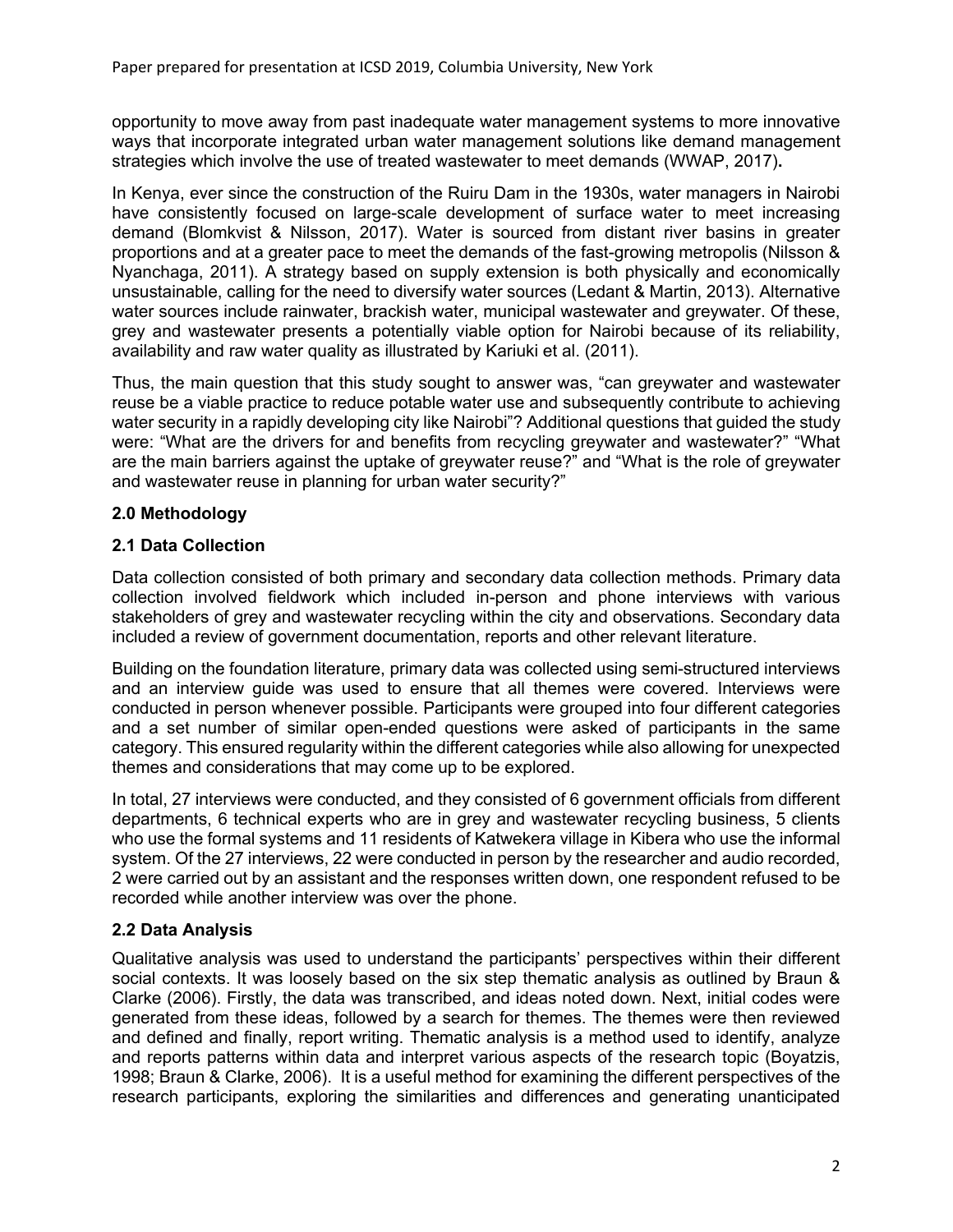opportunity to move away from past inadequate water management systems to more innovative ways that incorporate integrated urban water management solutions like demand management strategies which involve the use of treated wastewater to meet demands (WWAP, 2017)**.**

In Kenya, ever since the construction of the Ruiru Dam in the 1930s, water managers in Nairobi have consistently focused on large-scale development of surface water to meet increasing demand (Blomkvist & Nilsson, 2017). Water is sourced from distant river basins in greater proportions and at a greater pace to meet the demands of the fast-growing metropolis (Nilsson & Nyanchaga, 2011). A strategy based on supply extension is both physically and economically unsustainable, calling for the need to diversify water sources (Ledant & Martin, 2013). Alternative water sources include rainwater, brackish water, municipal wastewater and greywater. Of these, grey and wastewater presents a potentially viable option for Nairobi because of its reliability, availability and raw water quality as illustrated by Kariuki et al. (2011).

Thus, the main question that this study sought to answer was, "can greywater and wastewater reuse be a viable practice to reduce potable water use and subsequently contribute to achieving water security in a rapidly developing city like Nairobi"? Additional questions that guided the study were: "What are the drivers for and benefits from recycling greywater and wastewater?" "What are the main barriers against the uptake of greywater reuse?" and "What is the role of greywater and wastewater reuse in planning for urban water security?"

## 2.0 Methodology

### 2.1 Data Collection

Data collection consisted of both primary and secondary data collection methods. Primary data collection involved fieldwork which included in-person and phone interviews with various stakeholders of grey and wastewater recycling within the city and observations. Secondary data included a review of government documentation, reports and other relevant literature.

Building on the foundation literature, primary data was collected using semi-structured interviews and an interview guide was used to ensure that all themes were covered. Interviews were conducted in person whenever possible. Participants were grouped into four different categories and a set number of similar open-ended questions were asked of participants in the same category. This ensured regularity within the different categories while also allowing for unexpected themes and considerations that may come up to be explored.

In total, 27 interviews were conducted, and they consisted of 6 government officials from different departments, 6 technical experts who are in grey and wastewater recycling business, 5 clients who use the formal systems and 11 residents of Katwekera village in Kibera who use the informal system. Of the 27 interviews, 22 were conducted in person by the researcher and audio recorded, 2 were carried out by an assistant and the responses written down, one respondent refused to be recorded while another interview was over the phone.

### 2.2 Data Analysis

Qualitative analysis was used to understand the participants' perspectives within their different social contexts. It was loosely based on the six step thematic analysis as outlined by Braun & Clarke (2006). Firstly, the data was transcribed, and ideas noted down. Next, initial codes were generated from these ideas, followed by a search for themes. The themes were then reviewed and defined and finally, report writing. Thematic analysis is a method used to identify, analyze and reports patterns within data and interpret various aspects of the research topic (Boyatzis, 1998; Braun & Clarke, 2006). It is a useful method for examining the different perspectives of the research participants, exploring the similarities and differences and generating unanticipated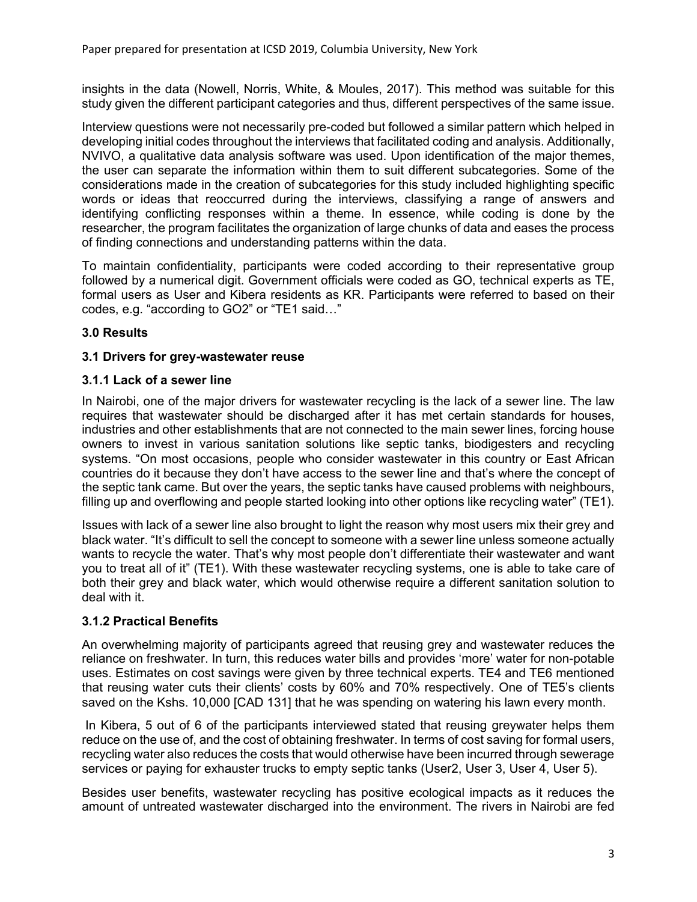insights in the data (Nowell, Norris, White, & Moules, 2017). This method was suitable for this study given the different participant categories and thus, different perspectives of the same issue.

Interview questions were not necessarily pre-coded but followed a similar pattern which helped in developing initial codes throughout the interviews that facilitated coding and analysis. Additionally, NVIVO, a qualitative data analysis software was used. Upon identification of the major themes, the user can separate the information within them to suit different subcategories. Some of the considerations made in the creation of subcategories for this study included highlighting specific words or ideas that reoccurred during the interviews, classifying a range of answers and identifying conflicting responses within a theme. In essence, while coding is done by the researcher, the program facilitates the organization of large chunks of data and eases the process of finding connections and understanding patterns within the data.

To maintain confidentiality, participants were coded according to their representative group followed by a numerical digit. Government officials were coded as GO, technical experts as TE, formal users as User and Kibera residents as KR. Participants were referred to based on their codes, e.g. "according to GO2" or "TE1 said…"

## 3.0 Results

### 3.1 Drivers for grey-wastewater reuse

#### 3.1.1 Lack of a sewer line

In Nairobi, one of the major drivers for wastewater recycling is the lack of a sewer line. The law requires that wastewater should be discharged after it has met certain standards for houses, industries and other establishments that are not connected to the main sewer lines, forcing house owners to invest in various sanitation solutions like septic tanks, biodigesters and recycling systems. "On most occasions, people who consider wastewater in this country or East African countries do it because they don't have access to the sewer line and that's where the concept of the septic tank came. But over the years, the septic tanks have caused problems with neighbours, filling up and overflowing and people started looking into other options like recycling water" (TE1).

Issues with lack of a sewer line also brought to light the reason why most users mix their grey and black water. "It's difficult to sell the concept to someone with a sewer line unless someone actually wants to recycle the water. That's why most people don't differentiate their wastewater and want you to treat all of it" (TE1). With these wastewater recycling systems, one is able to take care of both their grey and black water, which would otherwise require a different sanitation solution to deal with it.

#### 3.1.2 Practical Benefits

An overwhelming majority of participants agreed that reusing grey and wastewater reduces the reliance on freshwater. In turn, this reduces water bills and provides 'more' water for non-potable uses. Estimates on cost savings were given by three technical experts. TE4 and TE6 mentioned that reusing water cuts their clients' costs by 60% and 70% respectively. One of TE5's clients saved on the Kshs. 10,000 [CAD 131] that he was spending on watering his lawn every month.

In Kibera, 5 out of 6 of the participants interviewed stated that reusing greywater helps them reduce on the use of, and the cost of obtaining freshwater. In terms of cost saving for formal users, recycling water also reduces the costs that would otherwise have been incurred through sewerage services or paying for exhauster trucks to empty septic tanks (User2, User 3, User 4, User 5).

Besides user benefits, wastewater recycling has positive ecological impacts as it reduces the amount of untreated wastewater discharged into the environment. The rivers in Nairobi are fed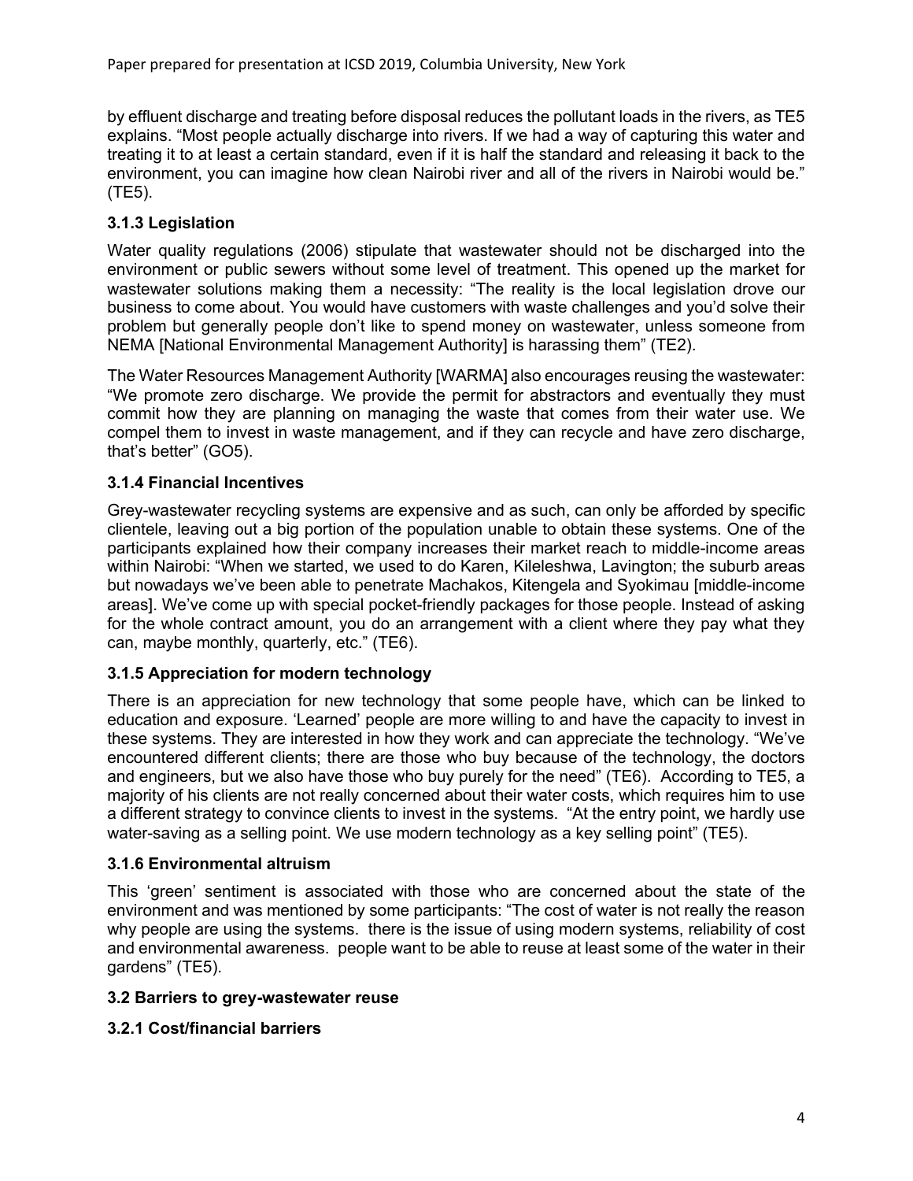by effluent discharge and treating before disposal reduces the pollutant loads in the rivers, as TE5 explains. "Most people actually discharge into rivers. If we had a way of capturing this water and treating it to at least a certain standard, even if it is half the standard and releasing it back to the environment, you can imagine how clean Nairobi river and all of the rivers in Nairobi would be." (TE5).

### 3.1.3 Legislation

Water quality regulations (2006) stipulate that wastewater should not be discharged into the environment or public sewers without some level of treatment. This opened up the market for wastewater solutions making them a necessity: "The reality is the local legislation drove our business to come about. You would have customers with waste challenges and you'd solve their problem but generally people don't like to spend money on wastewater, unless someone from NEMA [National Environmental Management Authority] is harassing them" (TE2).

The Water Resources Management Authority [WARMA] also encourages reusing the wastewater: "We promote zero discharge. We provide the permit for abstractors and eventually they must commit how they are planning on managing the waste that comes from their water use. We compel them to invest in waste management, and if they can recycle and have zero discharge, that's better" (GO5).

### 3.1.4 Financial Incentives

Grey-wastewater recycling systems are expensive and as such, can only be afforded by specific clientele, leaving out a big portion of the population unable to obtain these systems. One of the participants explained how their company increases their market reach to middle-income areas within Nairobi: "When we started, we used to do Karen, Kileleshwa, Lavington; the suburb areas but nowadays we've been able to penetrate Machakos, Kitengela and Syokimau [middle-income areas]. We've come up with special pocket-friendly packages for those people. Instead of asking for the whole contract amount, you do an arrangement with a client where they pay what they can, maybe monthly, quarterly, etc." (TE6).

### 3.1.5 Appreciation for modern technology

There is an appreciation for new technology that some people have, which can be linked to education and exposure. 'Learned' people are more willing to and have the capacity to invest in these systems. They are interested in how they work and can appreciate the technology. "We've encountered different clients; there are those who buy because of the technology, the doctors and engineers, but we also have those who buy purely for the need" (TE6). According to TE5, a majority of his clients are not really concerned about their water costs, which requires him to use a different strategy to convince clients to invest in the systems. "At the entry point, we hardly use water-saving as a selling point. We use modern technology as a key selling point" (TE5).

### 3.1.6 Environmental altruism

This 'green' sentiment is associated with those who are concerned about the state of the environment and was mentioned by some participants: "The cost of water is not really the reason why people are using the systems. there is the issue of using modern systems, reliability of cost and environmental awareness. people want to be able to reuse at least some of the water in their gardens" (TE5).

### 3.2 Barriers to grey-wastewater reuse

### 3.2.1 Cost/financial barriers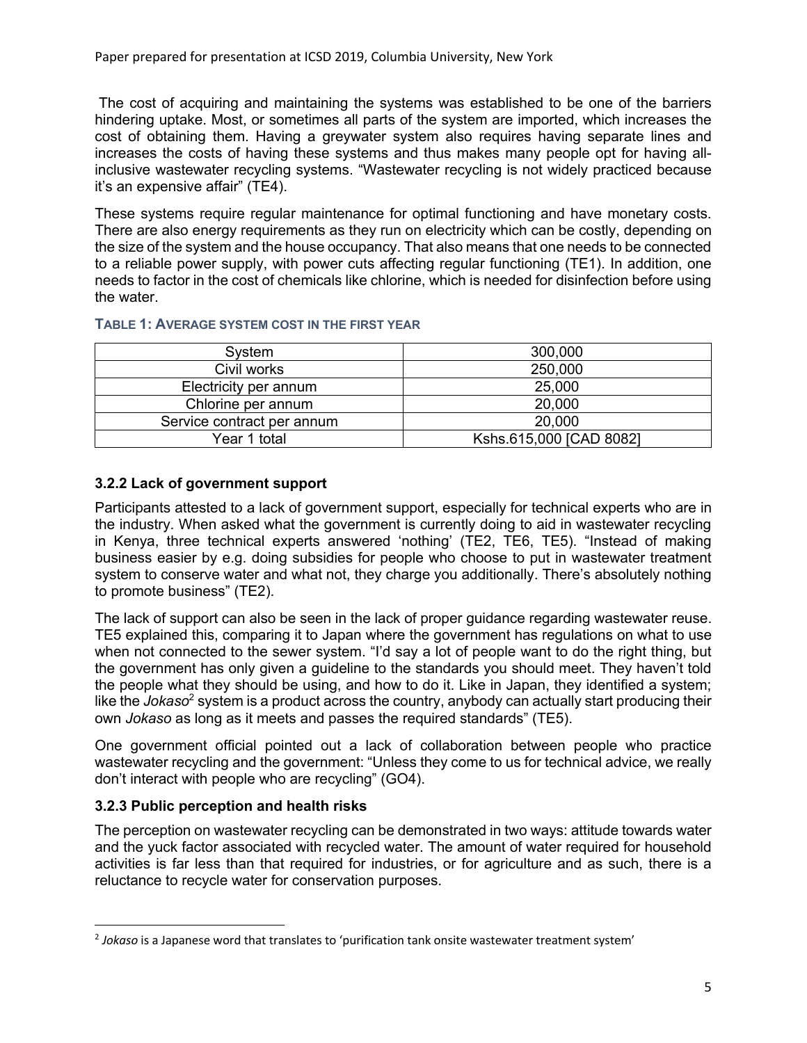The cost of acquiring and maintaining the systems was established to be one of the barriers hindering uptake. Most, or sometimes all parts of the system are imported, which increases the cost of obtaining them. Having a greywater system also requires having separate lines and increases the costs of having these systems and thus makes many people opt for having all-inclusive wastewater recycling systems. "Wastewater recycling is not widely practiced because it's an expensive affair" (TE4).

These systems require regular maintenance for optimal functioning and have monetary costs. There are also energy requirements as they run on electricity which can be costly, depending on the size of the system and the house occupancy. That also means that one needs to be connected to a reliable power supply, with power cuts affecting regular functioning (TE1). In addition, one needs to factor in the cost of chemicals like chlorine, which is needed for disinfection before using the water.

**TABLE 1: AVERAGE SYSTEM COST IN THE FIRST YEAR**

| System | 300,000 |
|---|---|
| Civil works | 250,000 |
| Electricity per annum | 25,000 |
| Chlorine per annum | 20,000 |
| Service contract per annum | 20,000 |
| Year 1 total | Kshs.615,000 [CAD 8082] |

### 3.2.2 Lack of government support

Participants attested to a lack of government support, especially for technical experts who are in the industry. When asked what the government is currently doing to aid in wastewater recycling in Kenya, three technical experts answered 'nothing' (TE2, TE6, TE5). "Instead of making business easier by e.g. doing subsidies for people who choose to put in wastewater treatment system to conserve water and what not, they charge you additionally. There's absolutely nothing to promote business" (TE2).

The lack of support can also be seen in the lack of proper guidance regarding wastewater reuse. TE5 explained this, comparing it to Japan where the government has regulations on what to use when not connected to the sewer system. "I'd say a lot of people want to do the right thing, but the government has only given a guideline to the standards you should meet. They haven't told the people what they should be using, and how to do it. Like in Japan, they identified a system; like the *Jokaso*[2] system is a product across the country, anybody can actually start producing their own *Jokaso* as long as it meets and passes the required standards" (TE5).

One government official pointed out a lack of collaboration between people who practice wastewater recycling and the government: "Unless they come to us for technical advice, we really don't interact with people who are recycling" (GO4).

### 3.2.3 Public perception and health risks

The perception on wastewater recycling can be demonstrated in two ways: attitude towards water and the yuck factor associated with recycled water. The amount of water required for household activities is far less than that required for industries, or for agriculture and as such, there is a reluctance to recycle water for conservation purposes.

[2] *Jokaso* is a Japanese word that translates to 'purification tank onsite wastewater treatment system'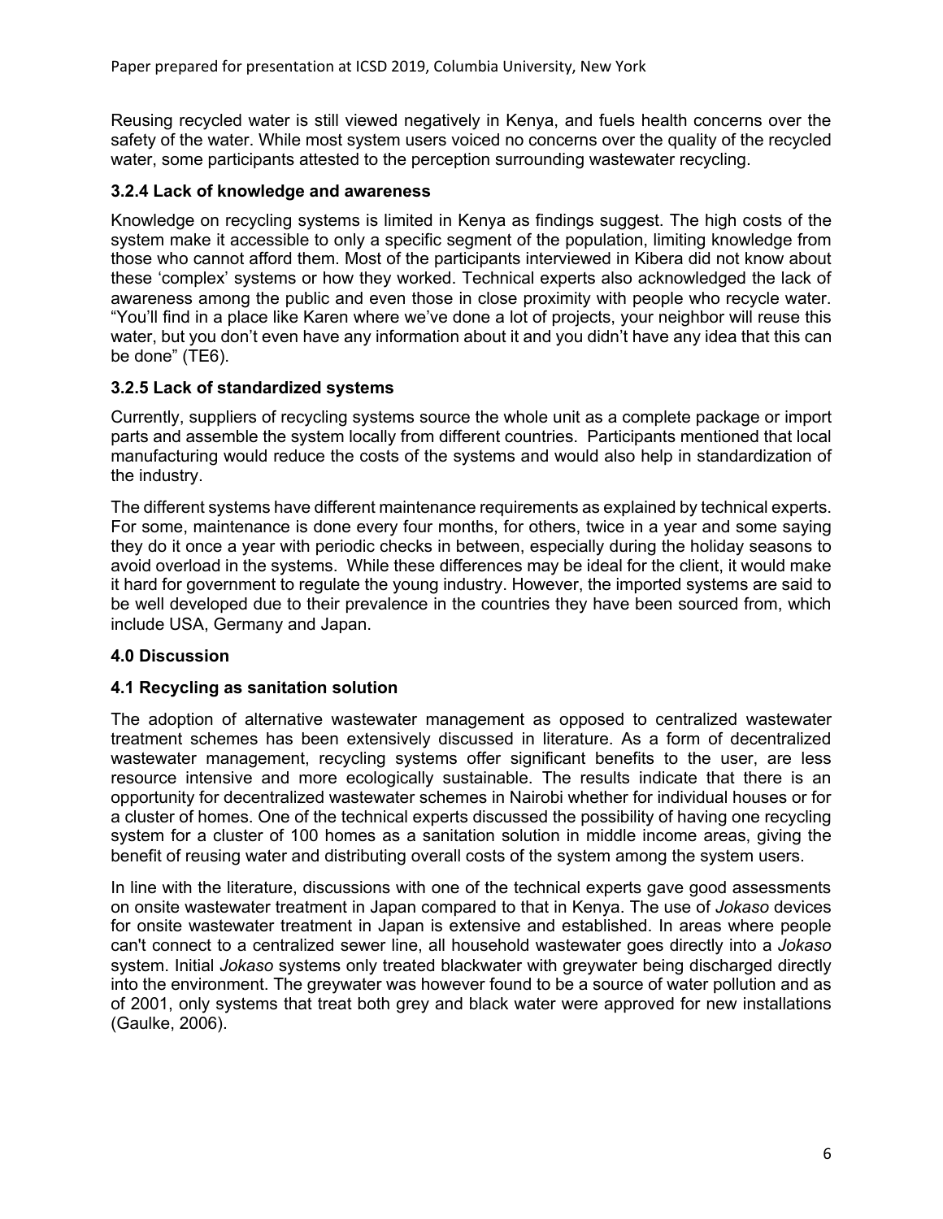Reusing recycled water is still viewed negatively in Kenya, and fuels health concerns over the safety of the water. While most system users voiced no concerns over the quality of the recycled water, some participants attested to the perception surrounding wastewater recycling.

### 3.2.4 Lack of knowledge and awareness

Knowledge on recycling systems is limited in Kenya as findings suggest. The high costs of the system make it accessible to only a specific segment of the population, limiting knowledge from those who cannot afford them. Most of the participants interviewed in Kibera did not know about these 'complex' systems or how they worked. Technical experts also acknowledged the lack of awareness among the public and even those in close proximity with people who recycle water. "You'll find in a place like Karen where we've done a lot of projects, your neighbor will reuse this water, but you don't even have any information about it and you didn't have any idea that this can be done" (TE6).

### 3.2.5 Lack of standardized systems

Currently, suppliers of recycling systems source the whole unit as a complete package or import parts and assemble the system locally from different countries. Participants mentioned that local manufacturing would reduce the costs of the systems and would also help in standardization of the industry.

The different systems have different maintenance requirements as explained by technical experts. For some, maintenance is done every four months, for others, twice in a year and some saying they do it once a year with periodic checks in between, especially during the holiday seasons to avoid overload in the systems. While these differences may be ideal for the client, it would make it hard for government to regulate the young industry. However, the imported systems are said to be well developed due to their prevalence in the countries they have been sourced from, which include USA, Germany and Japan.

## 4.0 Discussion

### 4.1 Recycling as sanitation solution

The adoption of alternative wastewater management as opposed to centralized wastewater treatment schemes has been extensively discussed in literature. As a form of decentralized wastewater management, recycling systems offer significant benefits to the user, are less resource intensive and more ecologically sustainable. The results indicate that there is an opportunity for decentralized wastewater schemes in Nairobi whether for individual houses or for a cluster of homes. One of the technical experts discussed the possibility of having one recycling system for a cluster of 100 homes as a sanitation solution in middle income areas, giving the benefit of reusing water and distributing overall costs of the system among the system users.

In line with the literature, discussions with one of the technical experts gave good assessments on onsite wastewater treatment in Japan compared to that in Kenya. The use of *Jokaso* devices for onsite wastewater treatment in Japan is extensive and established. In areas where people can't connect to a centralized sewer line, all household wastewater goes directly into a *Jokaso* system. Initial *Jokaso* systems only treated blackwater with greywater being discharged directly into the environment. The greywater was however found to be a source of water pollution and as of 2001, only systems that treat both grey and black water were approved for new installations (Gaulke, 2006).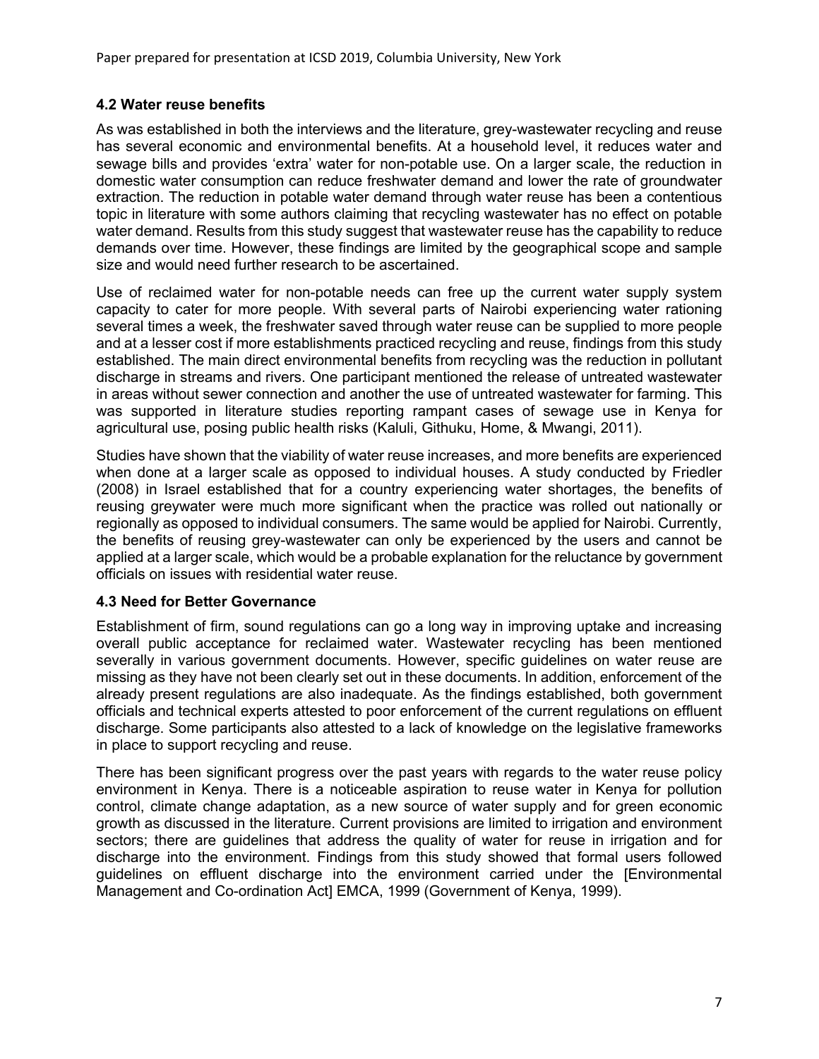### 4.2 Water reuse benefits

As was established in both the interviews and the literature, grey-wastewater recycling and reuse has several economic and environmental benefits. At a household level, it reduces water and sewage bills and provides 'extra' water for non-potable use. On a larger scale, the reduction in domestic water consumption can reduce freshwater demand and lower the rate of groundwater extraction. The reduction in potable water demand through water reuse has been a contentious topic in literature with some authors claiming that recycling wastewater has no effect on potable water demand. Results from this study suggest that wastewater reuse has the capability to reduce demands over time. However, these findings are limited by the geographical scope and sample size and would need further research to be ascertained.

Use of reclaimed water for non-potable needs can free up the current water supply system capacity to cater for more people. With several parts of Nairobi experiencing water rationing several times a week, the freshwater saved through water reuse can be supplied to more people and at a lesser cost if more establishments practiced recycling and reuse, findings from this study established. The main direct environmental benefits from recycling was the reduction in pollutant discharge in streams and rivers. One participant mentioned the release of untreated wastewater in areas without sewer connection and another the use of untreated wastewater for farming. This was supported in literature studies reporting rampant cases of sewage use in Kenya for agricultural use, posing public health risks (Kaluli, Githuku, Home, & Mwangi, 2011).

Studies have shown that the viability of water reuse increases, and more benefits are experienced when done at a larger scale as opposed to individual houses. A study conducted by Friedler (2008) in Israel established that for a country experiencing water shortages, the benefits of reusing greywater were much more significant when the practice was rolled out nationally or regionally as opposed to individual consumers. The same would be applied for Nairobi. Currently, the benefits of reusing grey-wastewater can only be experienced by the users and cannot be applied at a larger scale, which would be a probable explanation for the reluctance by government officials on issues with residential water reuse.

### 4.3 Need for Better Governance

Establishment of firm, sound regulations can go a long way in improving uptake and increasing overall public acceptance for reclaimed water. Wastewater recycling has been mentioned severally in various government documents. However, specific guidelines on water reuse are missing as they have not been clearly set out in these documents. In addition, enforcement of the already present regulations are also inadequate. As the findings established, both government officials and technical experts attested to poor enforcement of the current regulations on effluent discharge. Some participants also attested to a lack of knowledge on the legislative frameworks in place to support recycling and reuse.

There has been significant progress over the past years with regards to the water reuse policy environment in Kenya. There is a noticeable aspiration to reuse water in Kenya for pollution control, climate change adaptation, as a new source of water supply and for green economic growth as discussed in the literature. Current provisions are limited to irrigation and environment sectors; there are guidelines that address the quality of water for reuse in irrigation and for discharge into the environment. Findings from this study showed that formal users followed guidelines on effluent discharge into the environment carried under the [Environmental Management and Co-ordination Act] EMCA, 1999 (Government of Kenya, 1999).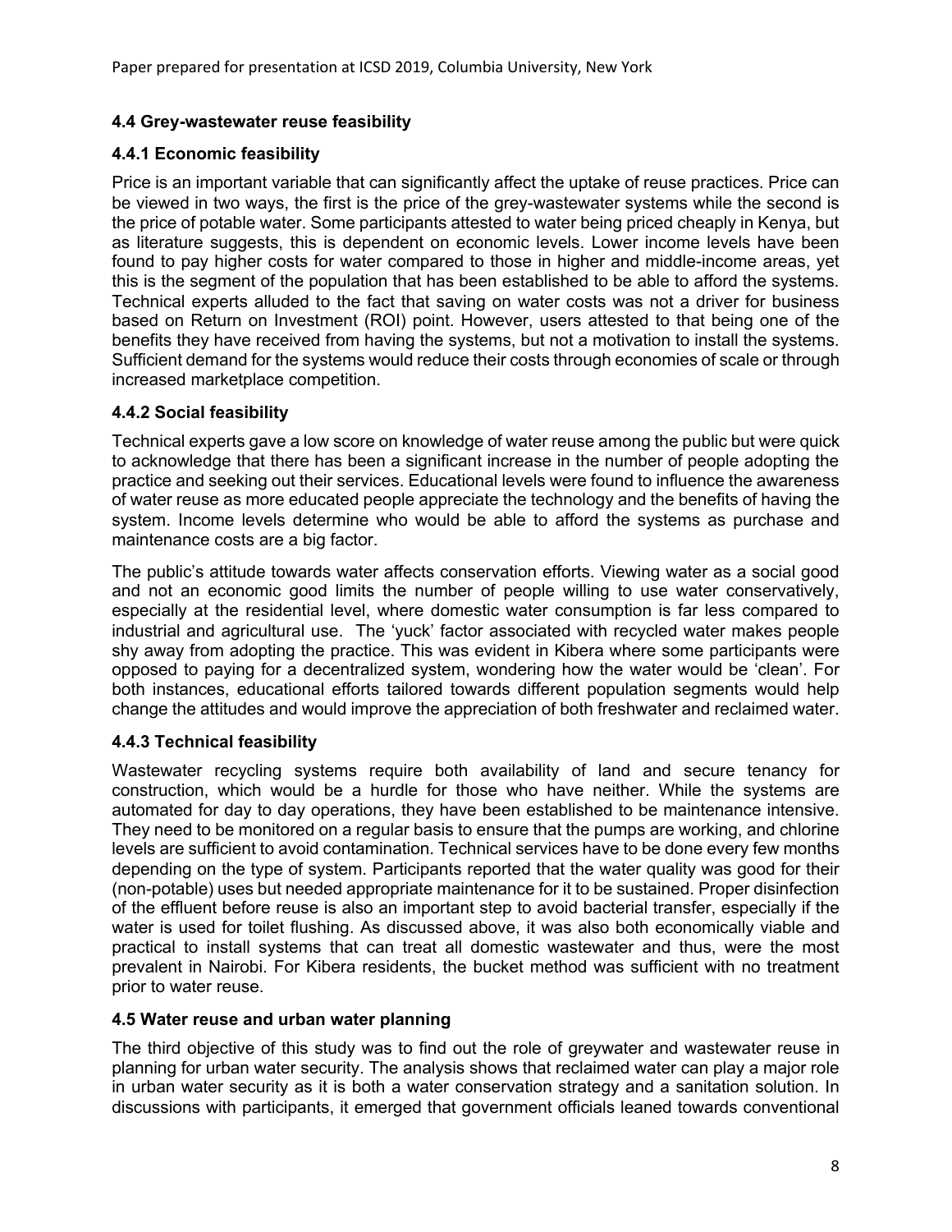### 4.4 Grey-wastewater reuse feasibility

#### 4.4.1 Economic feasibility

Price is an important variable that can significantly affect the uptake of reuse practices. Price can be viewed in two ways, the first is the price of the grey-wastewater systems while the second is the price of potable water. Some participants attested to water being priced cheaply in Kenya, but as literature suggests, this is dependent on economic levels. Lower income levels have been found to pay higher costs for water compared to those in higher and middle-income areas, yet this is the segment of the population that has been established to be able to afford the systems. Technical experts alluded to the fact that saving on water costs was not a driver for business based on Return on Investment (ROI) point. However, users attested to that being one of the benefits they have received from having the systems, but not a motivation to install the systems. Sufficient demand for the systems would reduce their costs through economies of scale or through increased marketplace competition.

#### 4.4.2 Social feasibility

Technical experts gave a low score on knowledge of water reuse among the public but were quick to acknowledge that there has been a significant increase in the number of people adopting the practice and seeking out their services. Educational levels were found to influence the awareness of water reuse as more educated people appreciate the technology and the benefits of having the system. Income levels determine who would be able to afford the systems as purchase and maintenance costs are a big factor.

The public's attitude towards water affects conservation efforts. Viewing water as a social good and not an economic good limits the number of people willing to use water conservatively, especially at the residential level, where domestic water consumption is far less compared to industrial and agricultural use. The 'yuck' factor associated with recycled water makes people shy away from adopting the practice. This was evident in Kibera where some participants were opposed to paying for a decentralized system, wondering how the water would be 'clean'. For both instances, educational efforts tailored towards different population segments would help change the attitudes and would improve the appreciation of both freshwater and reclaimed water.

#### 4.4.3 Technical feasibility

Wastewater recycling systems require both availability of land and secure tenancy for construction, which would be a hurdle for those who have neither. While the systems are automated for day to day operations, they have been established to be maintenance intensive. They need to be monitored on a regular basis to ensure that the pumps are working, and chlorine levels are sufficient to avoid contamination. Technical services have to be done every few months depending on the type of system. Participants reported that the water quality was good for their (non-potable) uses but needed appropriate maintenance for it to be sustained. Proper disinfection of the effluent before reuse is also an important step to avoid bacterial transfer, especially if the water is used for toilet flushing. As discussed above, it was also both economically viable and practical to install systems that can treat all domestic wastewater and thus, were the most prevalent in Nairobi. For Kibera residents, the bucket method was sufficient with no treatment prior to water reuse.

### 4.5 Water reuse and urban water planning

The third objective of this study was to find out the role of greywater and wastewater reuse in planning for urban water security. The analysis shows that reclaimed water can play a major role in urban water security as it is both a water conservation strategy and a sanitation solution. In discussions with participants, it emerged that government officials leaned towards conventional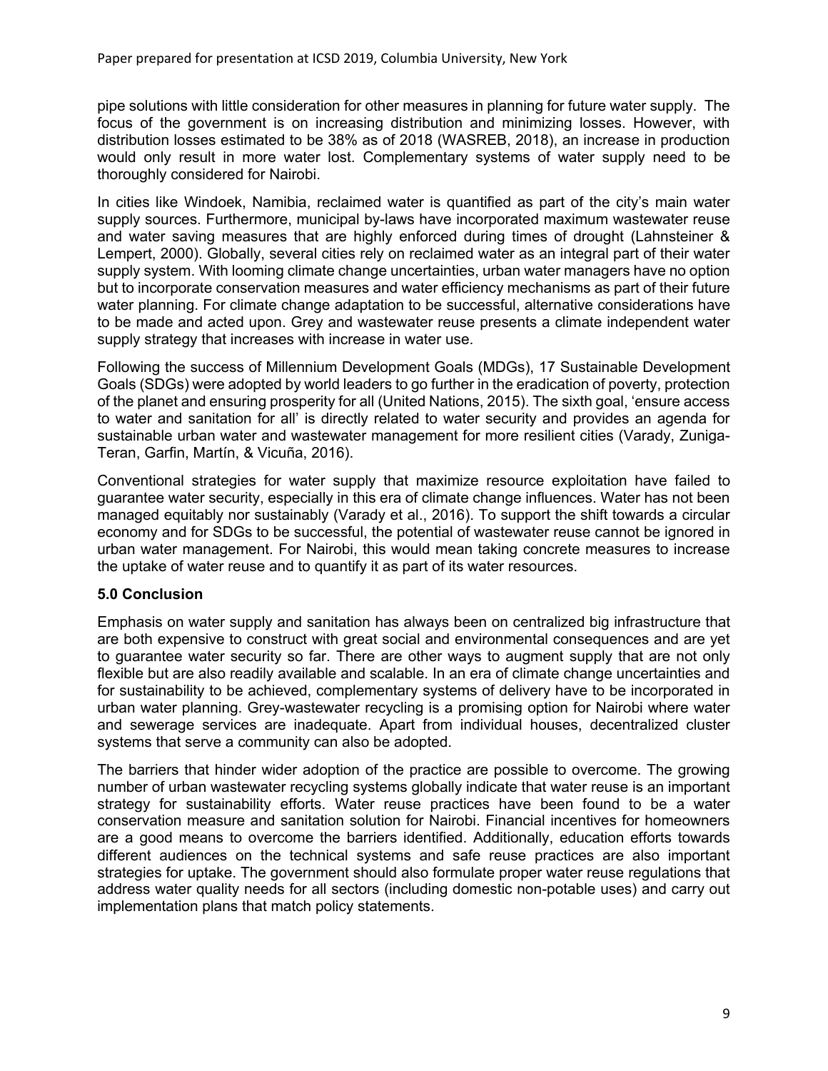pipe solutions with little consideration for other measures in planning for future water supply. The focus of the government is on increasing distribution and minimizing losses. However, with distribution losses estimated to be 38% as of 2018 (WASREB, 2018), an increase in production would only result in more water lost. Complementary systems of water supply need to be thoroughly considered for Nairobi.

In cities like Windoek, Namibia, reclaimed water is quantified as part of the city's main water supply sources. Furthermore, municipal by-laws have incorporated maximum wastewater reuse and water saving measures that are highly enforced during times of drought (Lahnsteiner & Lempert, 2000). Globally, several cities rely on reclaimed water as an integral part of their water supply system. With looming climate change uncertainties, urban water managers have no option but to incorporate conservation measures and water efficiency mechanisms as part of their future water planning. For climate change adaptation to be successful, alternative considerations have to be made and acted upon. Grey and wastewater reuse presents a climate independent water supply strategy that increases with increase in water use.

Following the success of Millennium Development Goals (MDGs), 17 Sustainable Development Goals (SDGs) were adopted by world leaders to go further in the eradication of poverty, protection of the planet and ensuring prosperity for all (United Nations, 2015). The sixth goal, 'ensure access to water and sanitation for all' is directly related to water security and provides an agenda for sustainable urban water and wastewater management for more resilient cities (Varady, Zuniga-Teran, Garfin, Martín, & Vicuña, 2016).

Conventional strategies for water supply that maximize resource exploitation have failed to guarantee water security, especially in this era of climate change influences. Water has not been managed equitably nor sustainably (Varady et al., 2016). To support the shift towards a circular economy and for SDGs to be successful, the potential of wastewater reuse cannot be ignored in urban water management. For Nairobi, this would mean taking concrete measures to increase the uptake of water reuse and to quantify it as part of its water resources.

## 5.0 Conclusion

Emphasis on water supply and sanitation has always been on centralized big infrastructure that are both expensive to construct with great social and environmental consequences and are yet to guarantee water security so far. There are other ways to augment supply that are not only flexible but are also readily available and scalable. In an era of climate change uncertainties and for sustainability to be achieved, complementary systems of delivery have to be incorporated in urban water planning. Grey-wastewater recycling is a promising option for Nairobi where water and sewerage services are inadequate. Apart from individual houses, decentralized cluster systems that serve a community can also be adopted.

The barriers that hinder wider adoption of the practice are possible to overcome. The growing number of urban wastewater recycling systems globally indicate that water reuse is an important strategy for sustainability efforts. Water reuse practices have been found to be a water conservation measure and sanitation solution for Nairobi. Financial incentives for homeowners are a good means to overcome the barriers identified. Additionally, education efforts towards different audiences on the technical systems and safe reuse practices are also important strategies for uptake. The government should also formulate proper water reuse regulations that address water quality needs for all sectors (including domestic non-potable uses) and carry out implementation plans that match policy statements.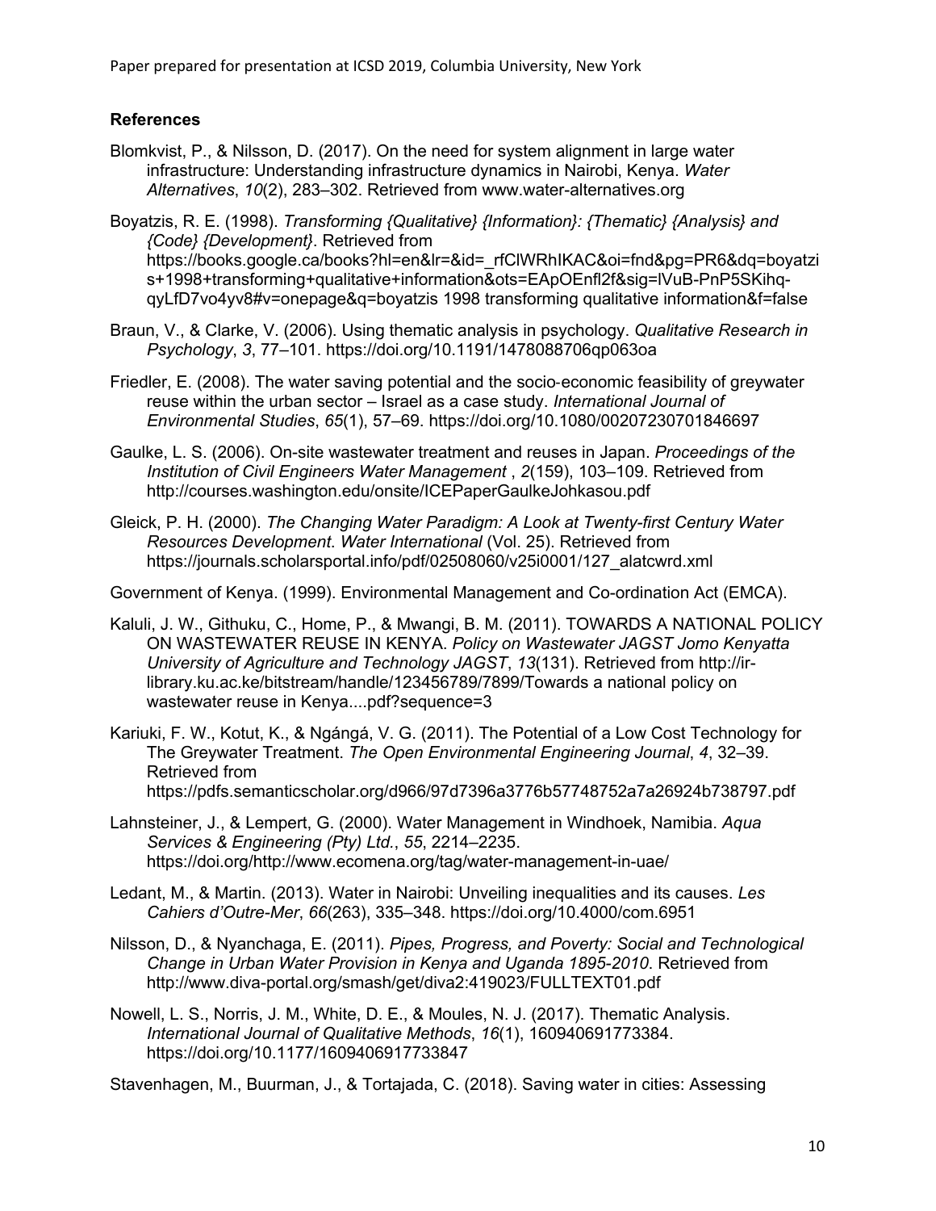### References

Blomkvist, P., & Nilsson, D. (2017). On the need for system alignment in large water infrastructure: Understanding infrastructure dynamics in Nairobi, Kenya. *Water Alternatives*, *10*(2), 283–302. Retrieved from www.water-alternatives.org

Boyatzis, R. E. (1998). *Transforming {Qualitative} {Information}: {Thematic} {Analysis} and {Code} {Development}*. Retrieved from https://books.google.ca/books?hl=en&lr=&id=_rfClWRhIKAC&oi=fnd&pg=PR6&dq=boyatzis+1998+transforming+qualitative+information&ots=EApOEnfl2f&sig=lVuB-PnP5SKihq-qyLfD7vo4yv8#v=onepage&q=boyatzis 1998 transforming qualitative information&f=false

Braun, V., & Clarke, V. (2006). Using thematic analysis in psychology. *Qualitative Research in Psychology*, *3*, 77–101. https://doi.org/10.1191/1478088706qp063oa

Friedler, E. (2008). The water saving potential and the socio-economic feasibility of greywater reuse within the urban sector – Israel as a case study. *International Journal of Environmental Studies*, *65*(1), 57–69. https://doi.org/10.1080/00207230701846697

Gaulke, L. S. (2006). On-site wastewater treatment and reuses in Japan. *Proceedings of the Institution of Civil Engineers Water Management* , *2*(159), 103–109. Retrieved from http://courses.washington.edu/onsite/ICEPaperGaulkeJohkasou.pdf

Gleick, P. H. (2000). *The Changing Water Paradigm: A Look at Twenty-first Century Water Resources Development*. *Water International* (Vol. 25). Retrieved from https://journals.scholarsportal.info/pdf/02508060/v25i0001/127_alatcwrd.xml

Government of Kenya. (1999). Environmental Management and Co-ordination Act (EMCA).

Kaluli, J. W., Githuku, C., Home, P., & Mwangi, B. M. (2011). TOWARDS A NATIONAL POLICY ON WASTEWATER REUSE IN KENYA. *Policy on Wastewater JAGST Jomo Kenyatta University of Agriculture and Technology JAGST*, *13*(131). Retrieved from http://ir-library.ku.ac.ke/bitstream/handle/123456789/7899/Towards a national policy on wastewater reuse in Kenya....pdf?sequence=3

Kariuki, F. W., Kotut, K., & Ngángá, V. G. (2011). The Potential of a Low Cost Technology for The Greywater Treatment. *The Open Environmental Engineering Journal*, *4*, 32–39. Retrieved from https://pdfs.semanticscholar.org/d966/97d7396a3776b57748752a7a26924b738797.pdf

Lahnsteiner, J., & Lempert, G. (2000). Water Management in Windhoek, Namibia. *Aqua Services & Engineering (Pty) Ltd.*, *55*, 2214–2235. https://doi.org/http://www.ecomena.org/tag/water-management-in-uae/

Ledant, M., & Martin. (2013). Water in Nairobi: Unveiling inequalities and its causes. *Les Cahiers d'Outre-Mer*, *66*(263), 335–348. https://doi.org/10.4000/com.6951

Nilsson, D., & Nyanchaga, E. (2011). *Pipes, Progress, and Poverty: Social and Technological Change in Urban Water Provision in Kenya and Uganda 1895-2010*. Retrieved from http://www.diva-portal.org/smash/get/diva2:419023/FULLTEXT01.pdf

Nowell, L. S., Norris, J. M., White, D. E., & Moules, N. J. (2017). Thematic Analysis. *International Journal of Qualitative Methods*, *16*(1), 160940691773384. https://doi.org/10.1177/1609406917733847

Stavenhagen, M., Buurman, J., & Tortajada, C. (2018). Saving water in cities: Assessing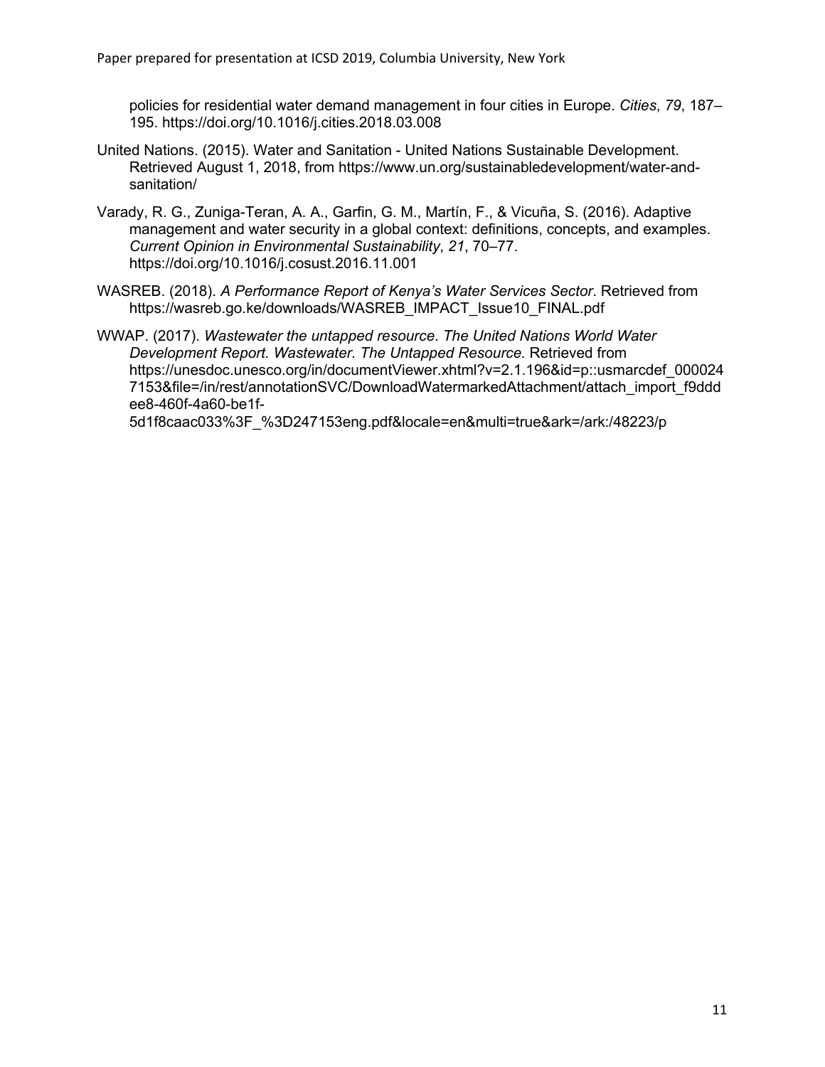policies for residential water demand management in four cities in Europe. *Cities*, *79*, 187–195. https://doi.org/10.1016/j.cities.2018.03.008

United Nations. (2015). Water and Sanitation - United Nations Sustainable Development. Retrieved August 1, 2018, from https://www.un.org/sustainabledevelopment/water-and-sanitation/

Varady, R. G., Zuniga-Teran, A. A., Garfin, G. M., Martín, F., & Vicuña, S. (2016). Adaptive management and water security in a global context: definitions, concepts, and examples. *Current Opinion in Environmental Sustainability*, *21*, 70–77. https://doi.org/10.1016/j.cosust.2016.11.001

WASREB. (2018). *A Performance Report of Kenya's Water Services Sector*. Retrieved from https://wasreb.go.ke/downloads/WASREB_IMPACT_Issue10_FINAL.pdf

WWAP. (2017). *Wastewater the untapped resource*. *The United Nations World Water Development Report. Wastewater. The Untapped Resource.* Retrieved from https://unesdoc.unesco.org/in/documentViewer.xhtml?v=2.1.196&id=p::usmarcdef_0000247153&file=/in/rest/annotationSVC/DownloadWatermarkedAttachment/attach_import_f9dddee8-460f-4a60-be1f-5d1f8caac033%3F_%3D247153eng.pdf&locale=en&multi=true&ark=/ark:/48223/p